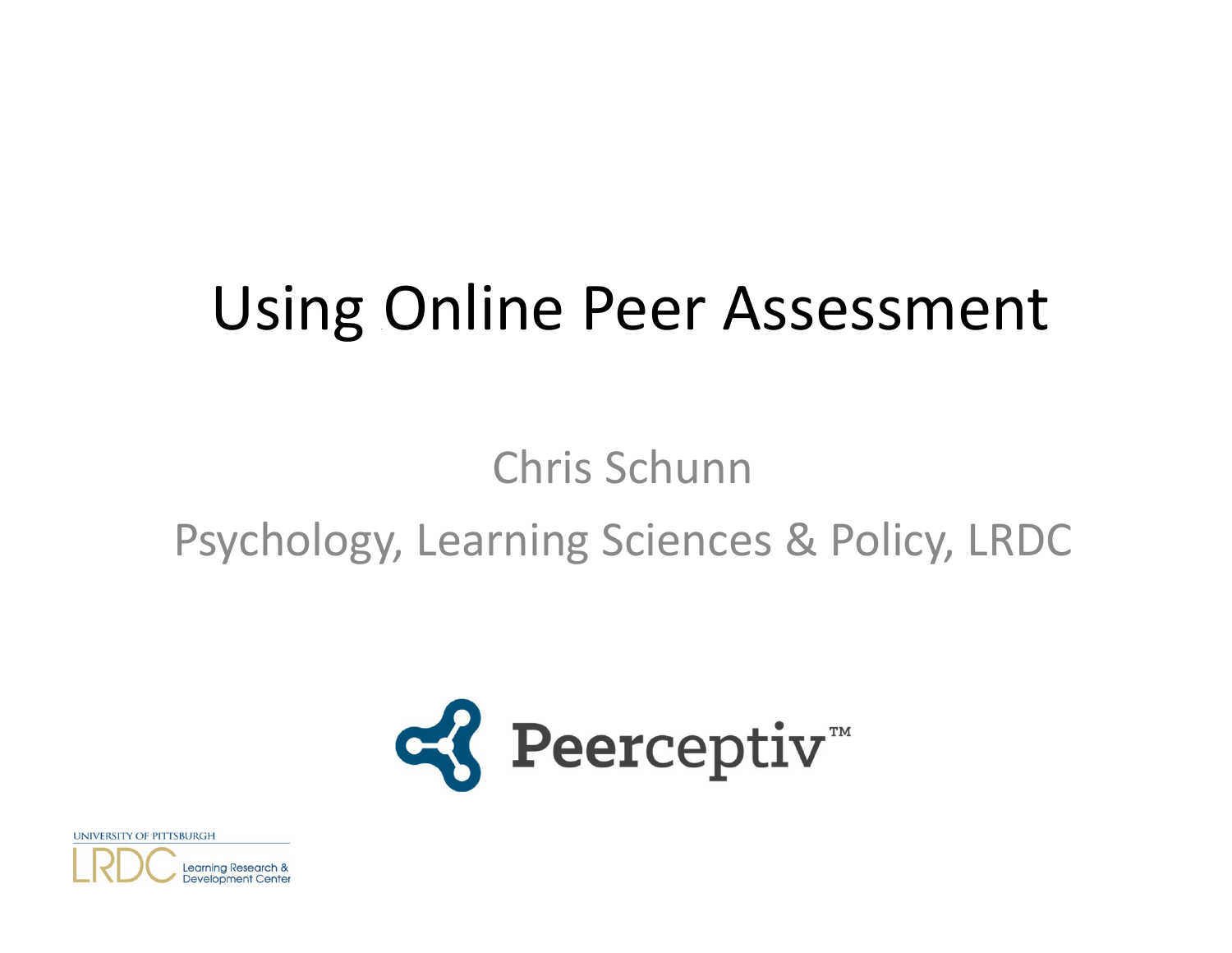# Using Online Peer Assessment

Chris Schunn

Psychology, Learning Sciences & Policy, LRDC

Peerceptiv™

UNIVERSITY OF PITTSBURGH

LRDC Learning Research & Development Center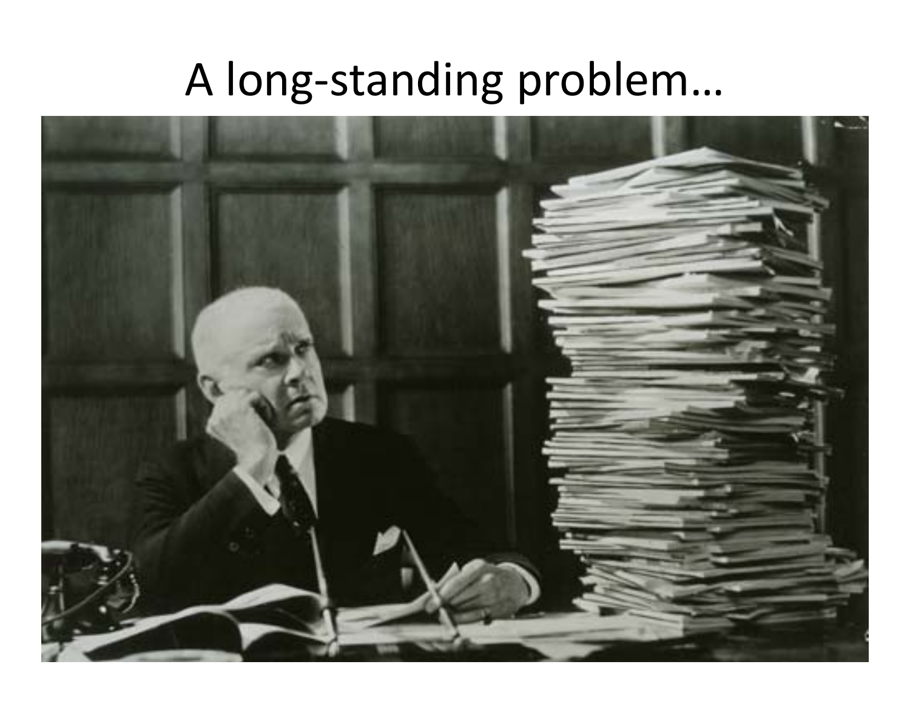# A long-standing problem…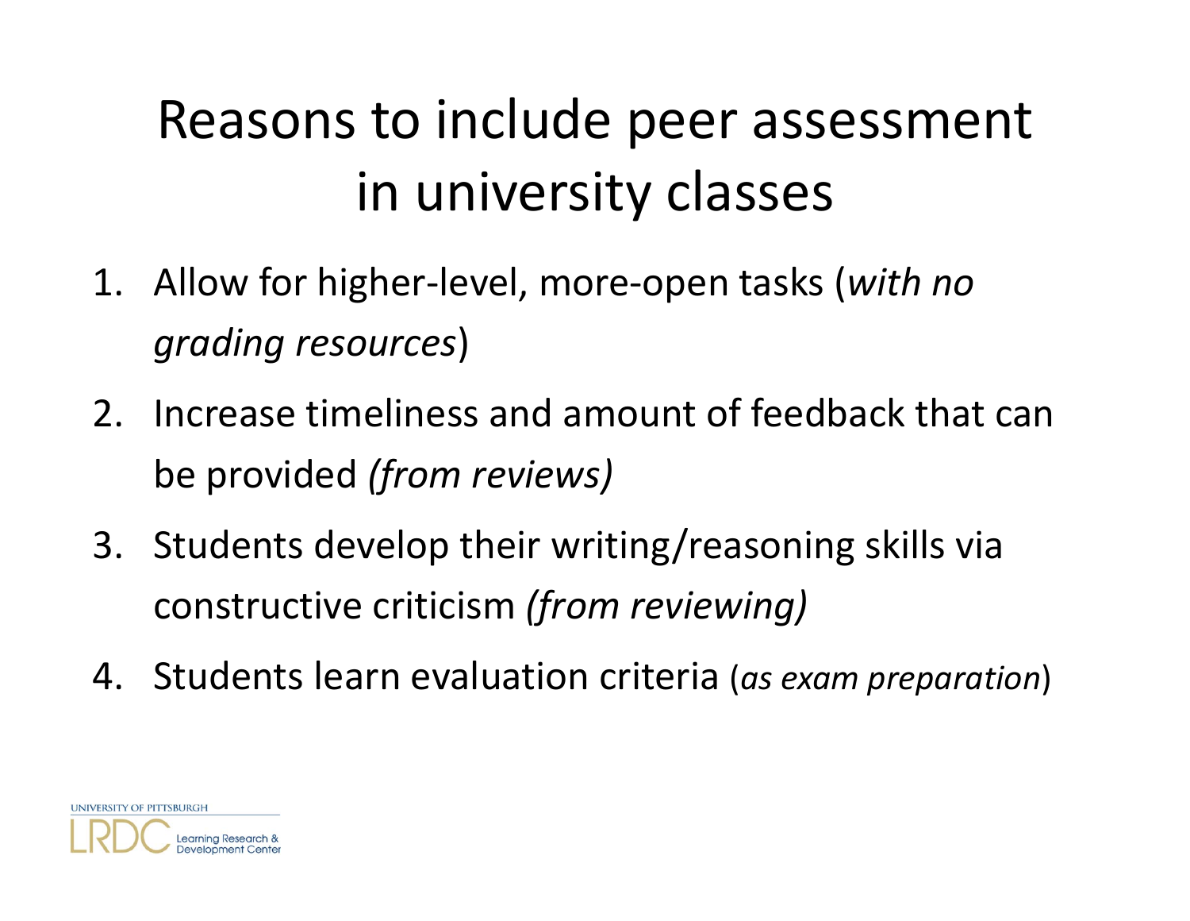# Reasons to include peer assessment in university classes

1. Allow for higher-level, more-open tasks (*with no grading resources*)
2. Increase timeliness and amount of feedback that can be provided *(from reviews)*
3. Students develop their writing/reasoning skills via constructive criticism *(from reviewing)*
4. Students learn evaluation criteria (*as exam preparation*)

UNIVERSITY OF PITTSBURGH
LRDC Learning Research & Development Center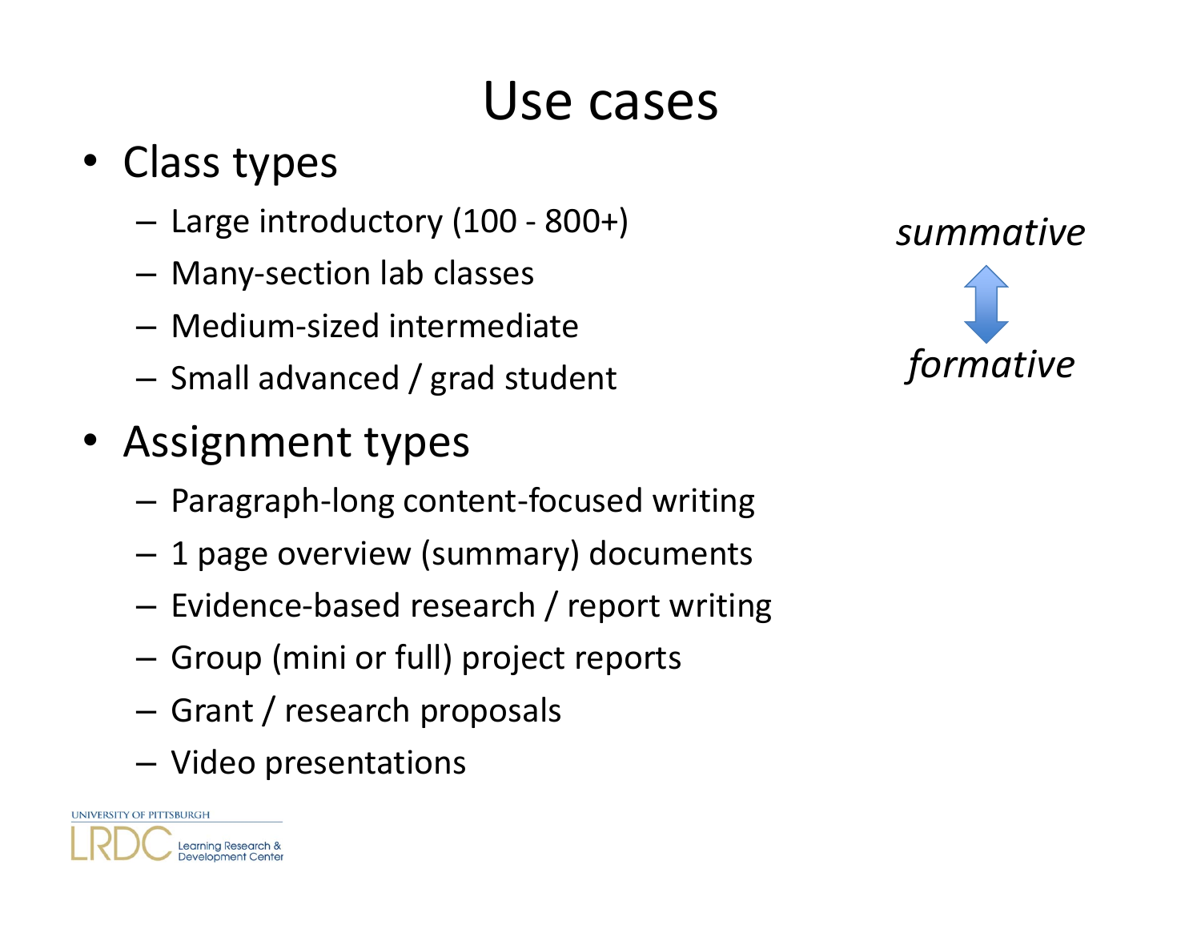# Use cases

- Class types
  - Large introductory (100 - 800+)
  - Many-section lab classes
  - Medium-sized intermediate
  - Small advanced / grad student
- Assignment types
  - Paragraph-long content-focused writing
  - 1 page overview (summary) documents
  - Evidence-based research / report writing
  - Group (mini or full) project reports
  - Grant / research proposals
  - Video presentations

*summative*

↕

*formative*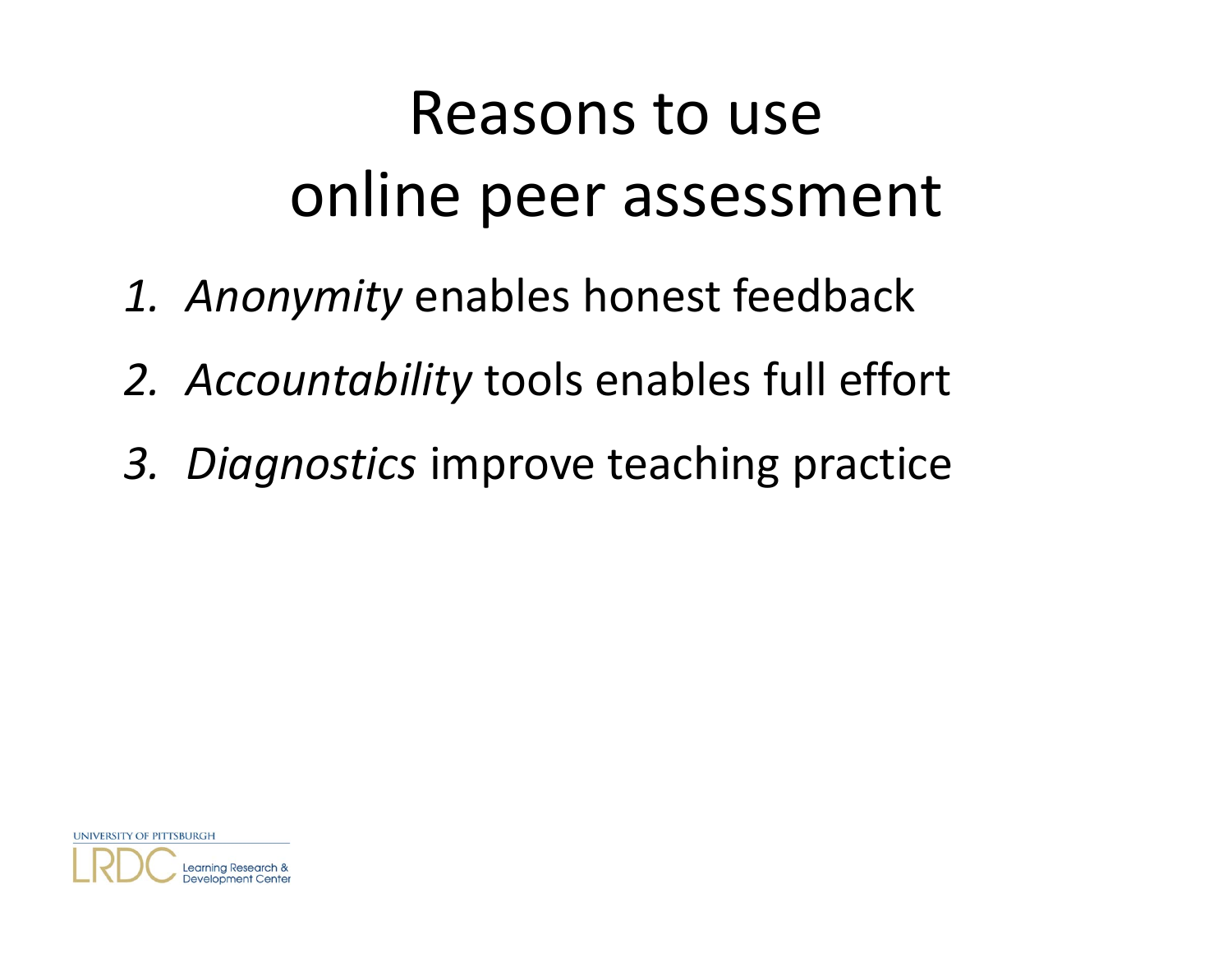# Reasons to use online peer assessment

1. *Anonymity* enables honest feedback
2. *Accountability* tools enables full effort
3. *Diagnostics* improve teaching practice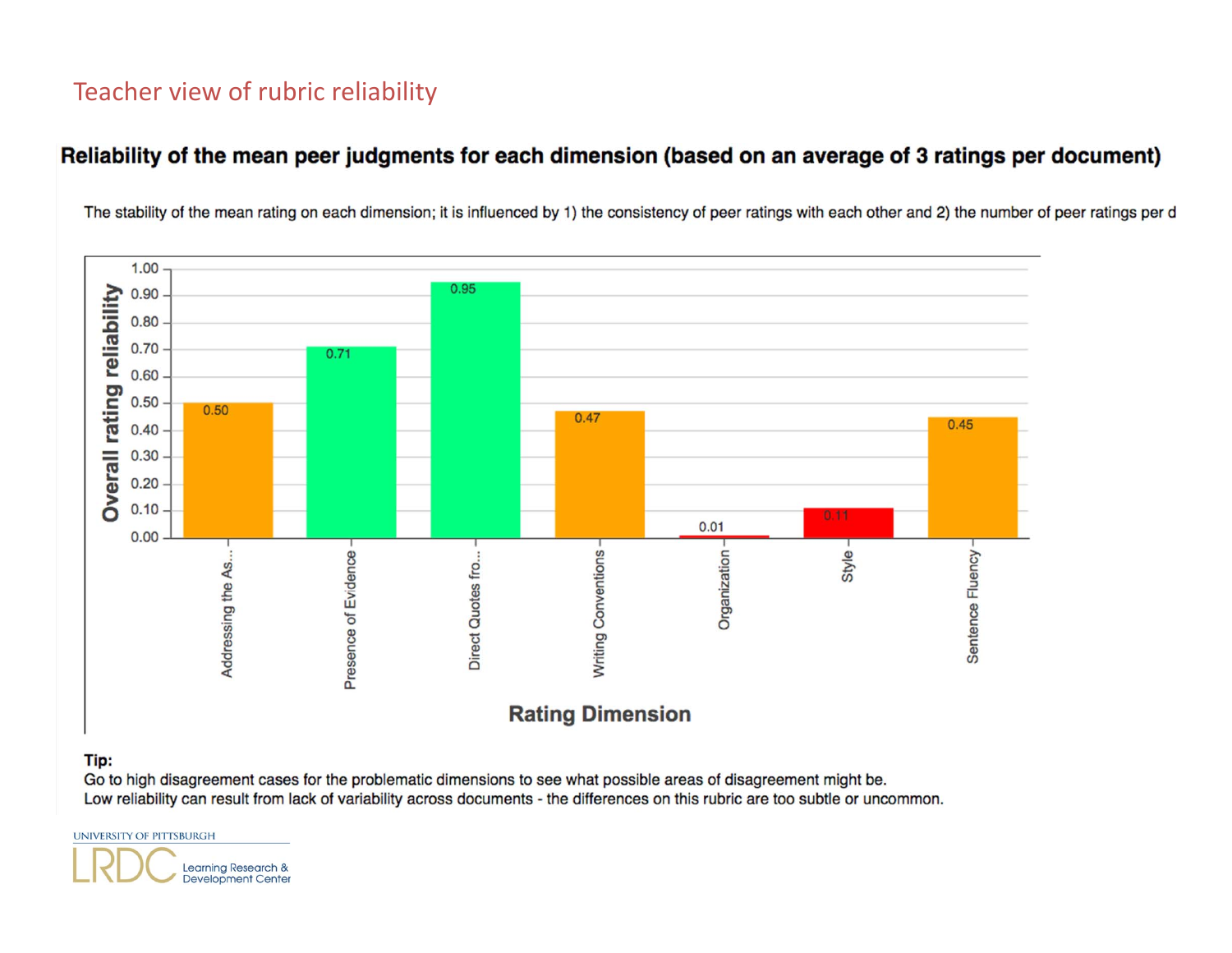# Teacher view of rubric reliability

## Reliability of the mean peer judgments for each dimension (based on an average of 3 ratings per document)

The stability of the mean rating on each dimension; it is influenced by 1) the consistency of peer ratings with each other and 2) the number of peer ratings per d

| Rating Dimension | Overall rating reliability |
|---|---|
| Addressing the As... | 0.50 |
| Presence of Evidence | 0.71 |
| Direct Quotes fro... | 0.95 |
| Writing Conventions | 0.47 |
| Organization | 0.01 |
| Style | 0.11 |
| Sentence Fluency | 0.45 |

**Tip:**
Go to high disagreement cases for the problematic dimensions to see what possible areas of disagreement might be.
Low reliability can result from lack of variability across documents - the differences on this rubric are too subtle or uncommon.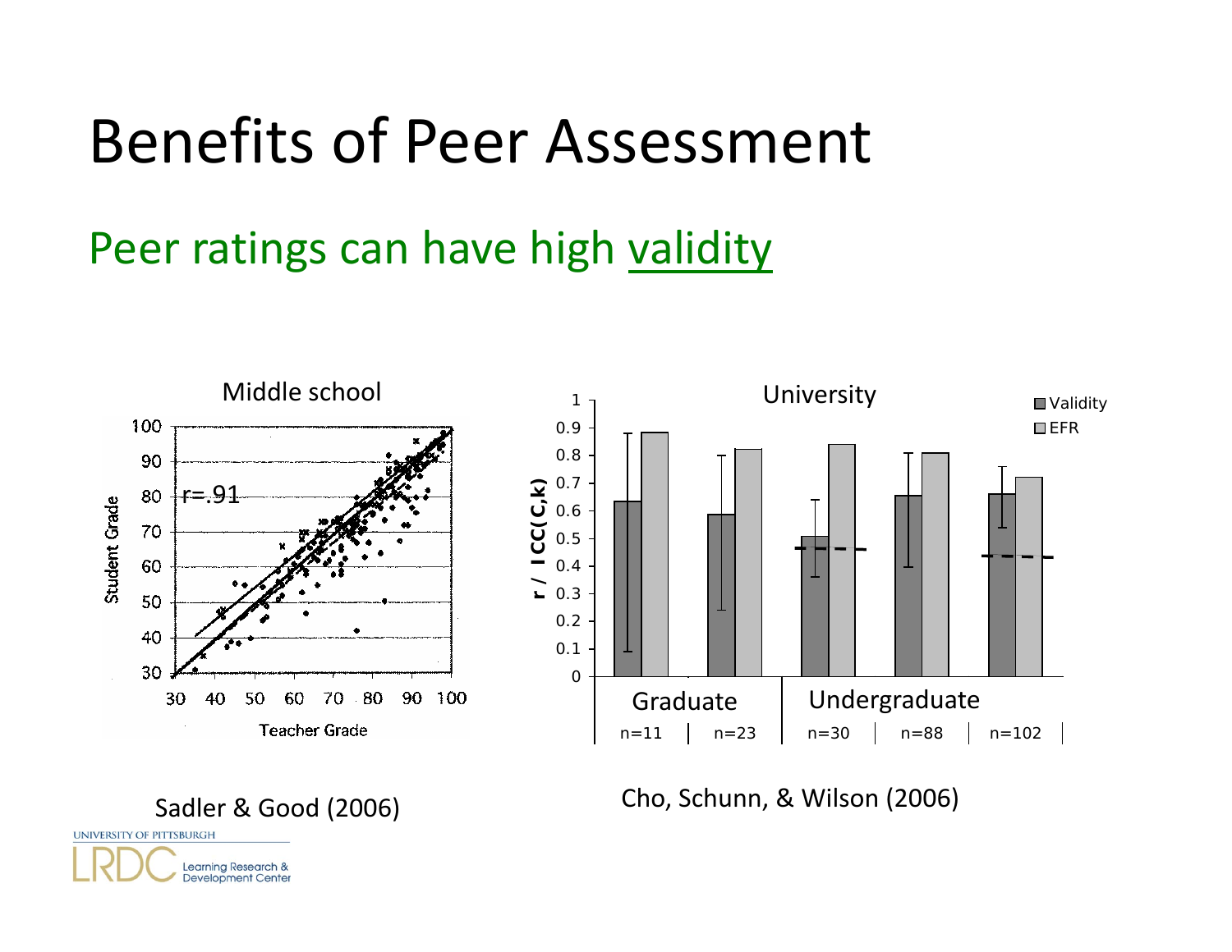# Benefits of Peer Assessment

## Peer ratings can have high validity

Middle school

r=.91

Student Grade / Teacher Grade

Sadler & Good (2006)

University

Validity / EFR

r / ICC(C,k)

| | Graduate | | Undergraduate | | |
|---|---|---|---|---|---|
| | n=11 | n=23 | n=30 | n=88 | n=102 |

Cho, Schunn, & Wilson (2006)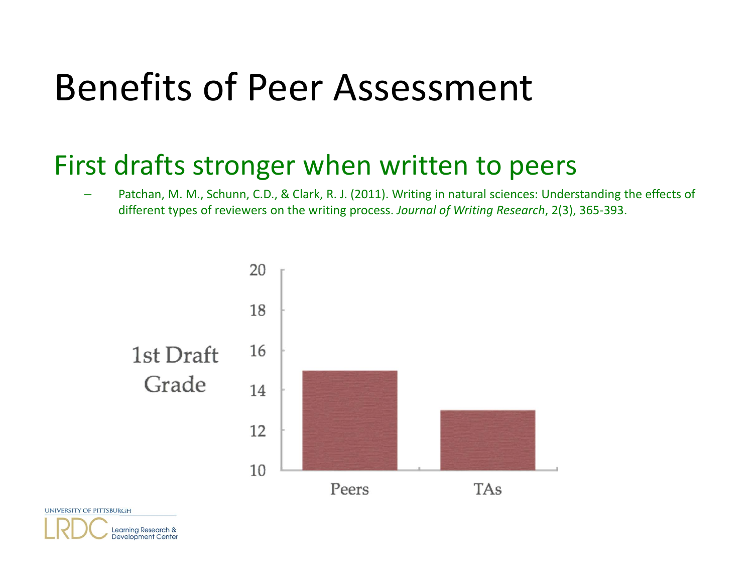# Benefits of Peer Assessment

## First drafts stronger when written to peers

- Patchan, M. M., Schunn, C.D., & Clark, R. J. (2011). Writing in natural sciences: Understanding the effects of different types of reviewers on the writing process. *Journal of Writing Research*, 2(3), 365-393.

1st Draft Grade

20

18

16

14

12

10

Peers

TAs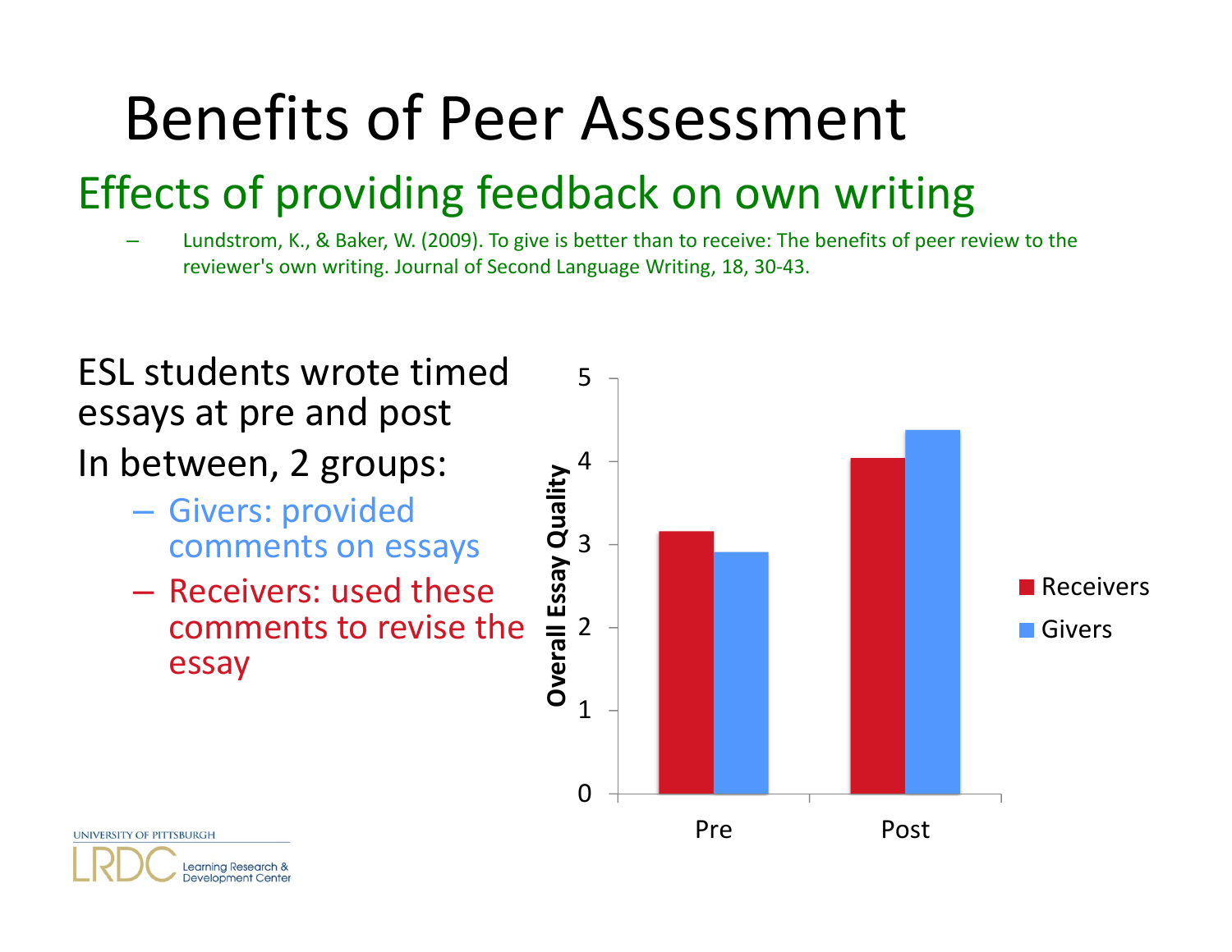# Benefits of Peer Assessment

## Effects of providing feedback on own writing

- Lundstrom, K., & Baker, W. (2009). To give is better than to receive: The benefits of peer review to the reviewer's own writing. Journal of Second Language Writing, 18, 30-43.

ESL students wrote timed essays at pre and post

In between, 2 groups:

- Givers: provided comments on essays
- Receivers: used these comments to revise the essay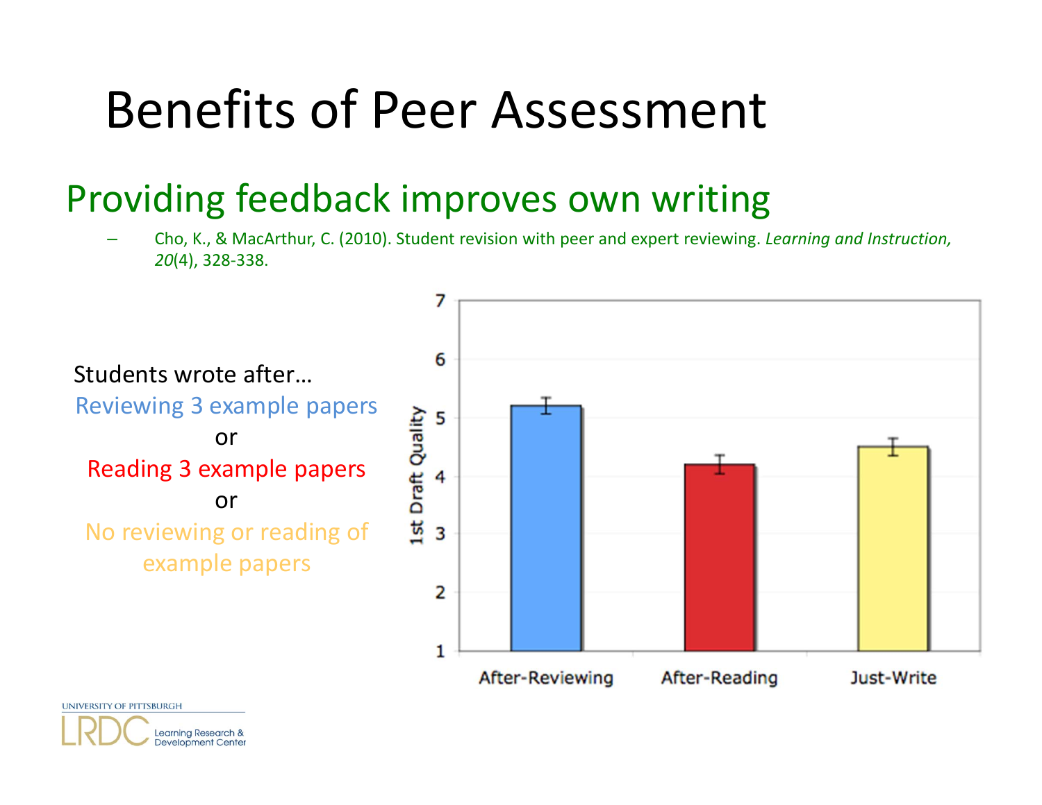# Benefits of Peer Assessment

## Providing feedback improves own writing

– Cho, K., & MacArthur, C. (2010). Student revision with peer and expert reviewing. *Learning and Instruction, 20*(4), 328-338.

Students wrote after…

Reviewing 3 example papers

or

Reading 3 example papers

or

No reviewing or reading of example papers

| Condition | 1st Draft Quality |
|---|---|
| After-Reviewing | ~5.2 |
| After-Reading | ~4.2 |
| Just-Write | ~4.5 |

UNIVERSITY OF PITTSBURGH

LRDC Learning Research & Development Center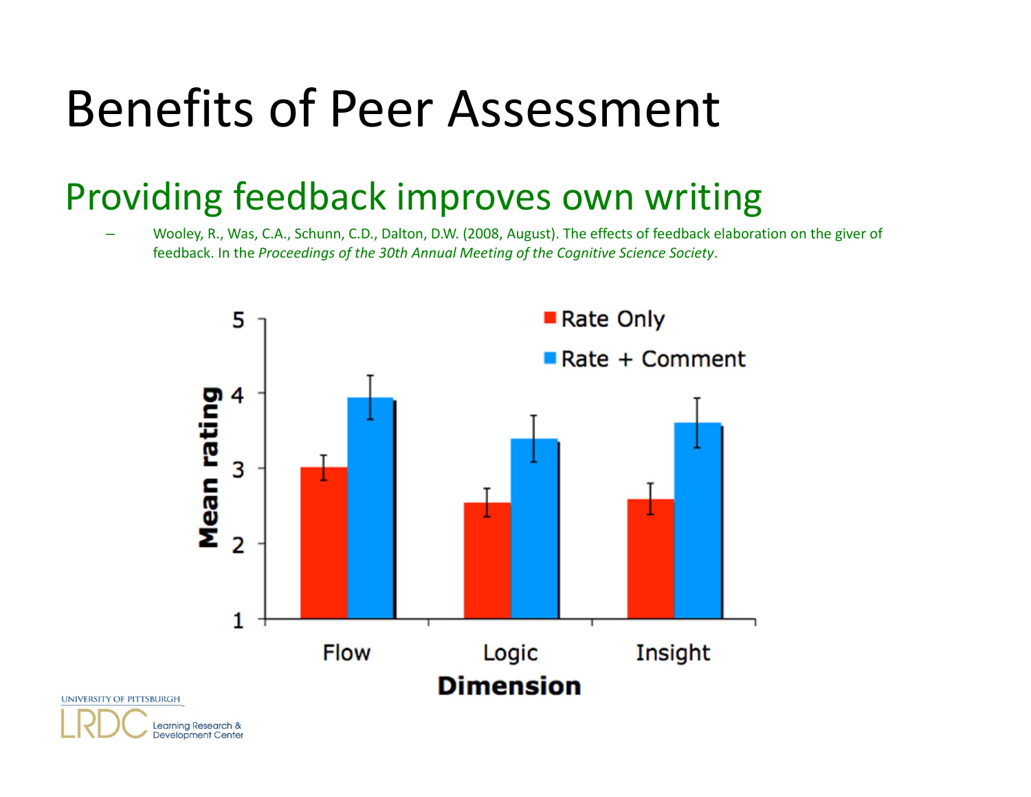# Benefits of Peer Assessment

## Providing feedback improves own writing

- Wooley, R., Was, C.A., Schunn, C.D., Dalton, D.W. (2008, August). The effects of feedback elaboration on the giver of feedback. In the *Proceedings of the 30th Annual Meeting of the Cognitive Science Society*.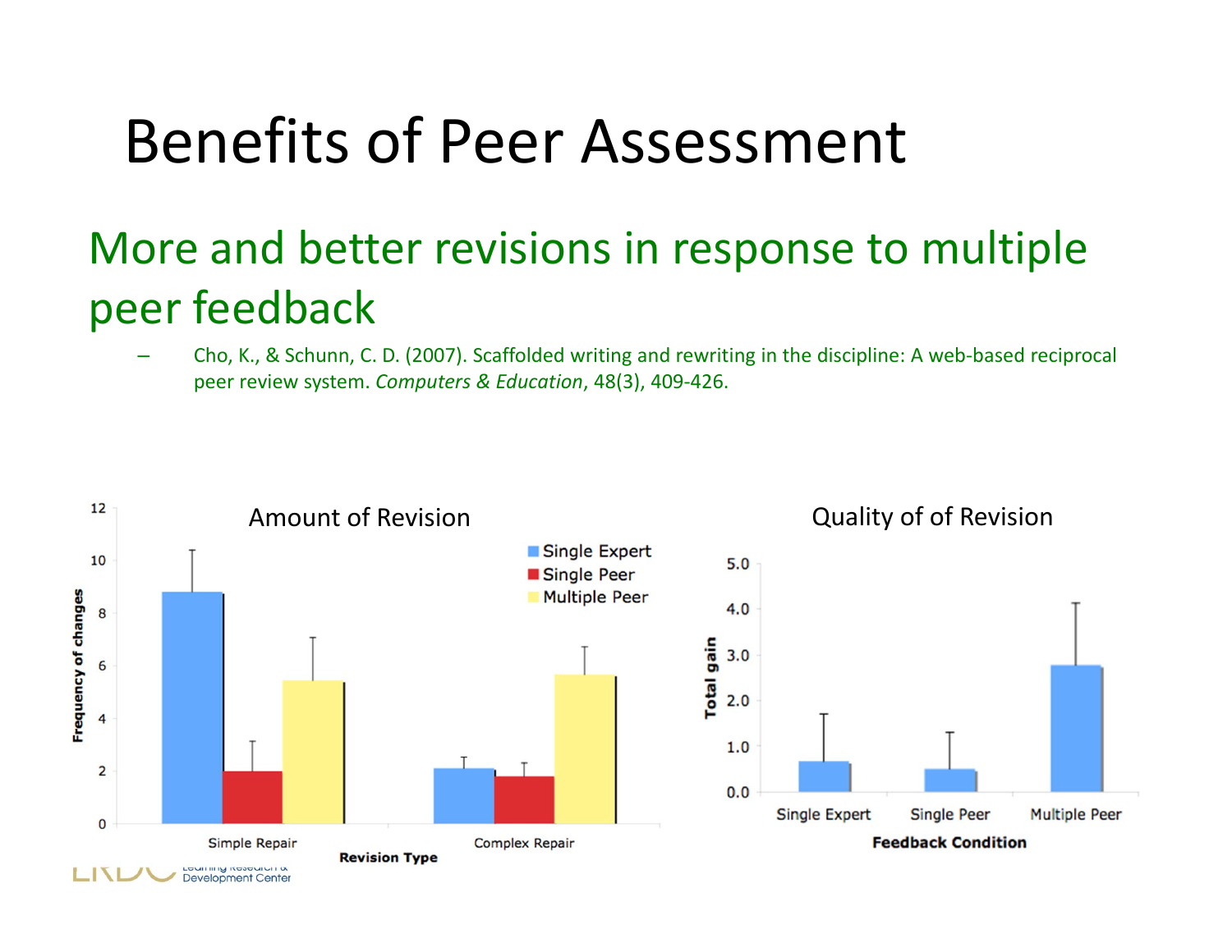# Benefits of Peer Assessment

## More and better revisions in response to multiple peer feedback

- Cho, K., & Schunn, C. D. (2007). Scaffolded writing and rewriting in the discipline: A web-based reciprocal peer review system. *Computers & Education*, 48(3), 409-426.

Amount of Revision

Quality of of Revision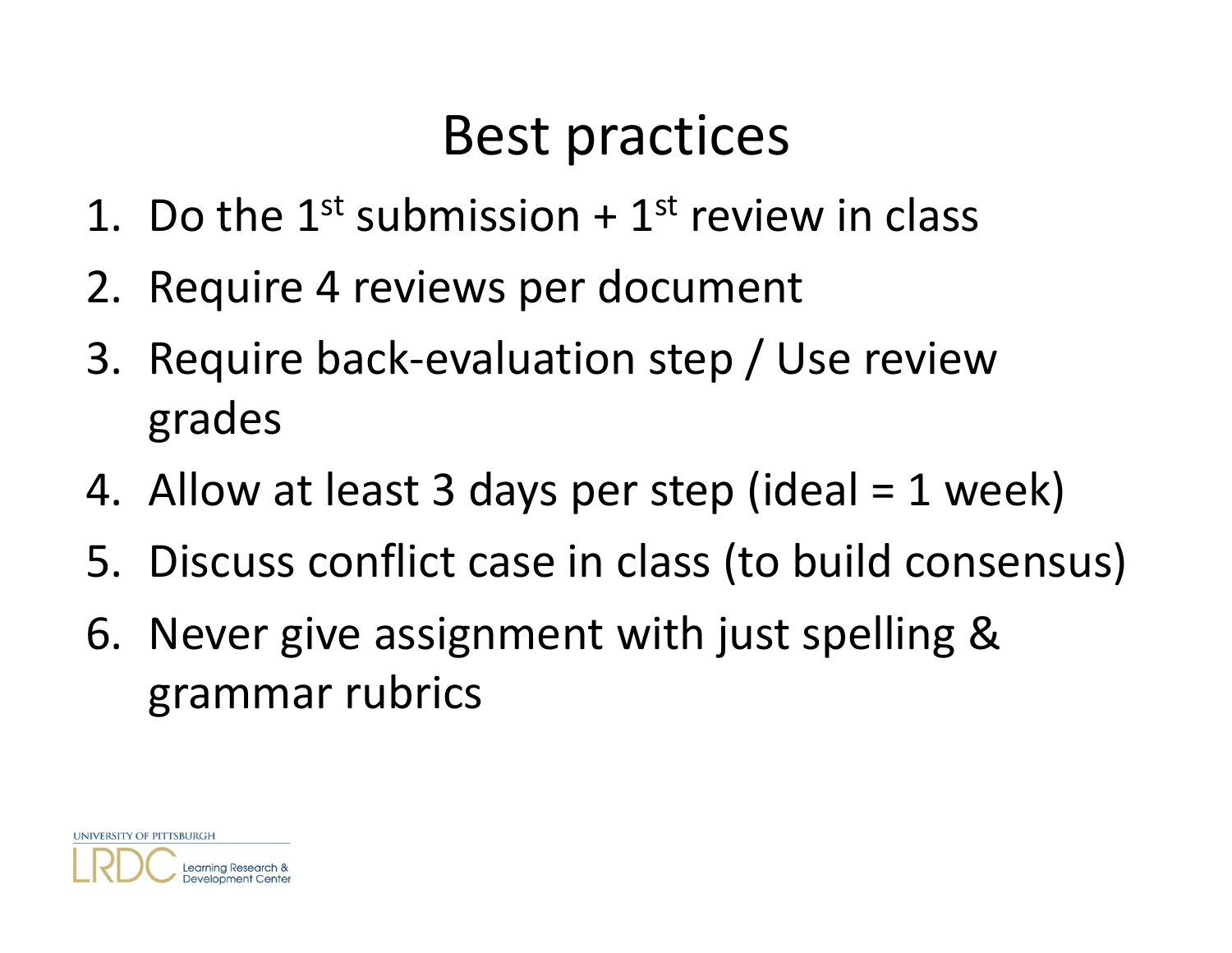# Best practices

1. Do the 1st submission + 1st review in class
2. Require 4 reviews per document
3. Require back-evaluation step / Use review grades
4. Allow at least 3 days per step (ideal = 1 week)
5. Discuss conflict case in class (to build consensus)
6. Never give assignment with just spelling & grammar rubrics